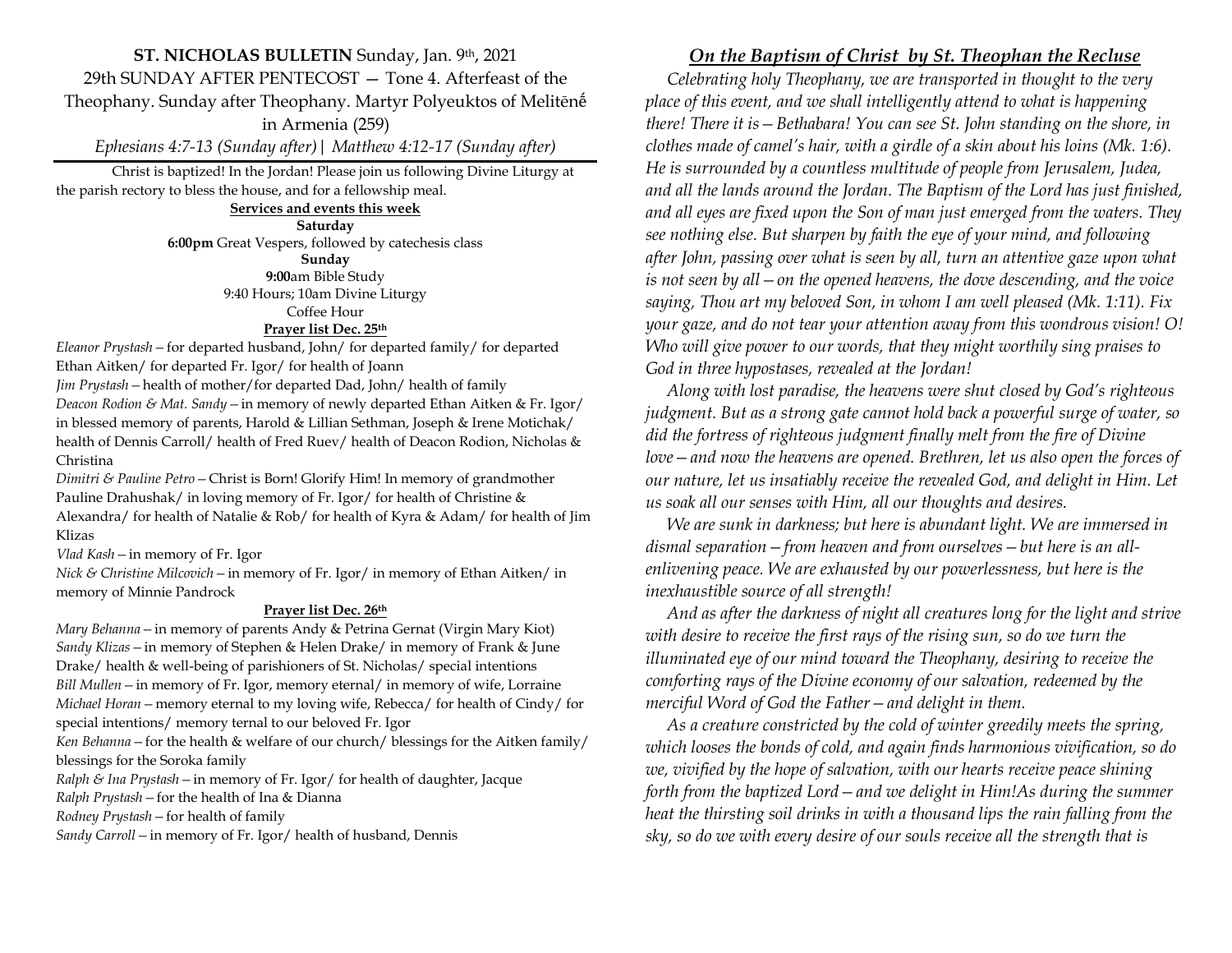**ST. NICHOLAS BULLETIN** Sunday, Jan. 9th, 2021
29th SUNDAY AFTER PENTECOST — Tone 4. Afterfeast of the Theophany. Sunday after Theophany. Martyr Polyeuktos of Melitēnḗ in Armenia (259)

*Ephesians 4:7-13 (Sunday after)| Matthew 4:12-17 (Sunday after)*

Christ is baptized! In the Jordan! Please join us following Divine Liturgy at the parish rectory to bless the house, and for a fellowship meal.

**Services and events this week**

**Saturday**

**6:00pm** Great Vespers, followed by catechesis class

**Sunday**

**9:00**am Bible Study

9:40 Hours; 10am Divine Liturgy

Coffee Hour

**Prayer list Dec. 25th**

*Eleanor Prystash* – for departed husband, John/ for departed family/ for departed Ethan Aitken/ for departed Fr. Igor/ for health of Joann

*Jim Prystash* – health of mother/for departed Dad, John/ health of family

*Deacon Rodion & Mat. Sandy* – in memory of newly departed Ethan Aitken & Fr. Igor/ in blessed memory of parents, Harold & Lillian Sethman, Joseph & Irene Motichak/ health of Dennis Carroll/ health of Fred Ruev/ health of Deacon Rodion, Nicholas & Christina

*Dimitri & Pauline Petro* – Christ is Born! Glorify Him! In memory of grandmother Pauline Drahushak/ in loving memory of Fr. Igor/ for health of Christine & Alexandra/ for health of Natalie & Rob/ for health of Kyra & Adam/ for health of Jim Klizas

*Vlad Kash* – in memory of Fr. Igor

*Nick & Christine Milcovich* – in memory of Fr. Igor/ in memory of Ethan Aitken/ in memory of Minnie Pandrock

**Prayer list Dec. 26th**

*Mary Behanna* – in memory of parents Andy & Petrina Gernat (Virgin Mary Kiot)

*Sandy Klizas* – in memory of Stephen & Helen Drake/ in memory of Frank & June Drake/ health & well-being of parishioners of St. Nicholas/ special intentions

*Bill Mullen* – in memory of Fr. Igor, memory eternal/ in memory of wife, Lorraine

*Michael Horan* – memory eternal to my loving wife, Rebecca/ for health of Cindy/ for special intentions/ memory ternal to our beloved Fr. Igor

*Ken Behanna* – for the health & welfare of our church/ blessings for the Aitken family/ blessings for the Soroka family

*Ralph & Ina Prystash* – in memory of Fr. Igor/ for health of daughter, Jacque

*Ralph Prystash* – for the health of Ina & Dianna

*Rodney Prystash* – for health of family

*Sandy Carroll* – in memory of Fr. Igor/ health of husband, Dennis

## *On the Baptism of Christ by St. Theophan the Recluse*

*Celebrating holy Theophany, we are transported in thought to the very place of this event, and we shall intelligently attend to what is happening there! There it is – Bethabara! You can see St. John standing on the shore, in clothes made of camel's hair, with a girdle of a skin about his loins (Mk. 1:6). He is surrounded by a countless multitude of people from Jerusalem, Judea, and all the lands around the Jordan. The Baptism of the Lord has just finished, and all eyes are fixed upon the Son of man just emerged from the waters. They see nothing else. But sharpen by faith the eye of your mind, and following after John, passing over what is seen by all, turn an attentive gaze upon what is not seen by all – on the opened heavens, the dove descending, and the voice saying, Thou art my beloved Son, in whom I am well pleased (Mk. 1:11). Fix your gaze, and do not tear your attention away from this wondrous vision! O! Who will give power to our words, that they might worthily sing praises to God in three hypostases, revealed at the Jordan!*

*Along with lost paradise, the heavens were shut closed by God's righteous judgment. But as a strong gate cannot hold back a powerful surge of water, so did the fortress of righteous judgment finally melt from the fire of Divine love – and now the heavens are opened. Brethren, let us also open the forces of our nature, let us insatiably receive the revealed God, and delight in Him. Let us soak all our senses with Him, all our thoughts and desires.*

*We are sunk in darkness; but here is abundant light. We are immersed in dismal separation – from heaven and from ourselves – but here is an all-enlivening peace. We are exhausted by our powerlessness, but here is the inexhaustible source of all strength!*

*And as after the darkness of night all creatures long for the light and strive with desire to receive the first rays of the rising sun, so do we turn the illuminated eye of our mind toward the Theophany, desiring to receive the comforting rays of the Divine economy of our salvation, redeemed by the merciful Word of God the Father – and delight in them.*

*As a creature constricted by the cold of winter greedily meets the spring, which looses the bonds of cold, and again finds harmonious vivification, so do we, vivified by the hope of salvation, with our hearts receive peace shining forth from the baptized Lord – and we delight in Him!As during the summer heat the thirsting soil drinks in with a thousand lips the rain falling from the sky, so do we with every desire of our souls receive all the strength that is*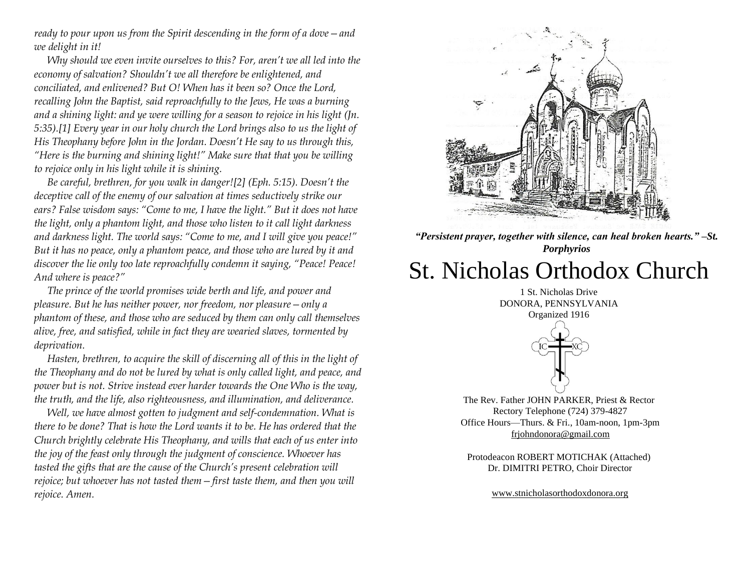*ready to pour upon us from the Spirit descending in the form of a dove – and we delight in it!*

*Why should we even invite ourselves to this? For, aren't we all led into the economy of salvation? Shouldn't we all therefore be enlightened, and conciliated, and enlivened? But O! When has it been so? Once the Lord, recalling John the Baptist, said reproachfully to the Jews, He was a burning and a shining light: and ye were willing for a season to rejoice in his light (Jn. 5:35).[1] Every year in our holy church the Lord brings also to us the light of His Theophany before John in the Jordan. Doesn't He say to us through this, "Here is the burning and shining light!" Make sure that that you be willing to rejoice only in his light while it is shining.*

*Be careful, brethren, for you walk in danger![2] (Eph. 5:15). Doesn't the deceptive call of the enemy of our salvation at times seductively strike our ears? False wisdom says: "Come to me, I have the light." But it does not have the light, only a phantom light, and those who listen to it call light darkness and darkness light. The world says: "Come to me, and I will give you peace!" But it has no peace, only a phantom peace, and those who are lured by it and discover the lie only too late reproachfully condemn it saying, "Peace! Peace! And where is peace?"*

*The prince of the world promises wide berth and life, and power and pleasure. But he has neither power, nor freedom, nor pleasure – only a phantom of these, and those who are seduced by them can only call themselves alive, free, and satisfied, while in fact they are wearied slaves, tormented by deprivation.*

*Hasten, brethren, to acquire the skill of discerning all of this in the light of the Theophany and do not be lured by what is only called light, and peace, and power but is not. Strive instead ever harder towards the One Who is the way, the truth, and the life, also righteousness, and illumination, and deliverance.*

*Well, we have almost gotten to judgment and self-condemnation. What is there to be done? That is how the Lord wants it to be. He has ordered that the Church brightly celebrate His Theophany, and wills that each of us enter into the joy of the feast only through the judgment of conscience. Whoever has tasted the gifts that are the cause of the Church's present celebration will rejoice; but whoever has not tasted them – first taste them, and then you will rejoice. Amen.*

***"Persistent prayer, together with silence, can heal broken hearts." –St. Porphyrios***

# St. Nicholas Orthodox Church

1 St. Nicholas Drive
DONORA, PENNSYLVANIA
Organized 1916

IC XC

The Rev. Father JOHN PARKER, Priest & Rector
Rectory Telephone (724) 379-4827
Office Hours—Thurs. & Fri., 10am-noon, 1pm-3pm
frjohndonora@gmail.com

Protodeacon ROBERT MOTICHAK (Attached)
Dr. DIMITRI PETRO, Choir Director

www.stnicholasorthodoxdonora.org